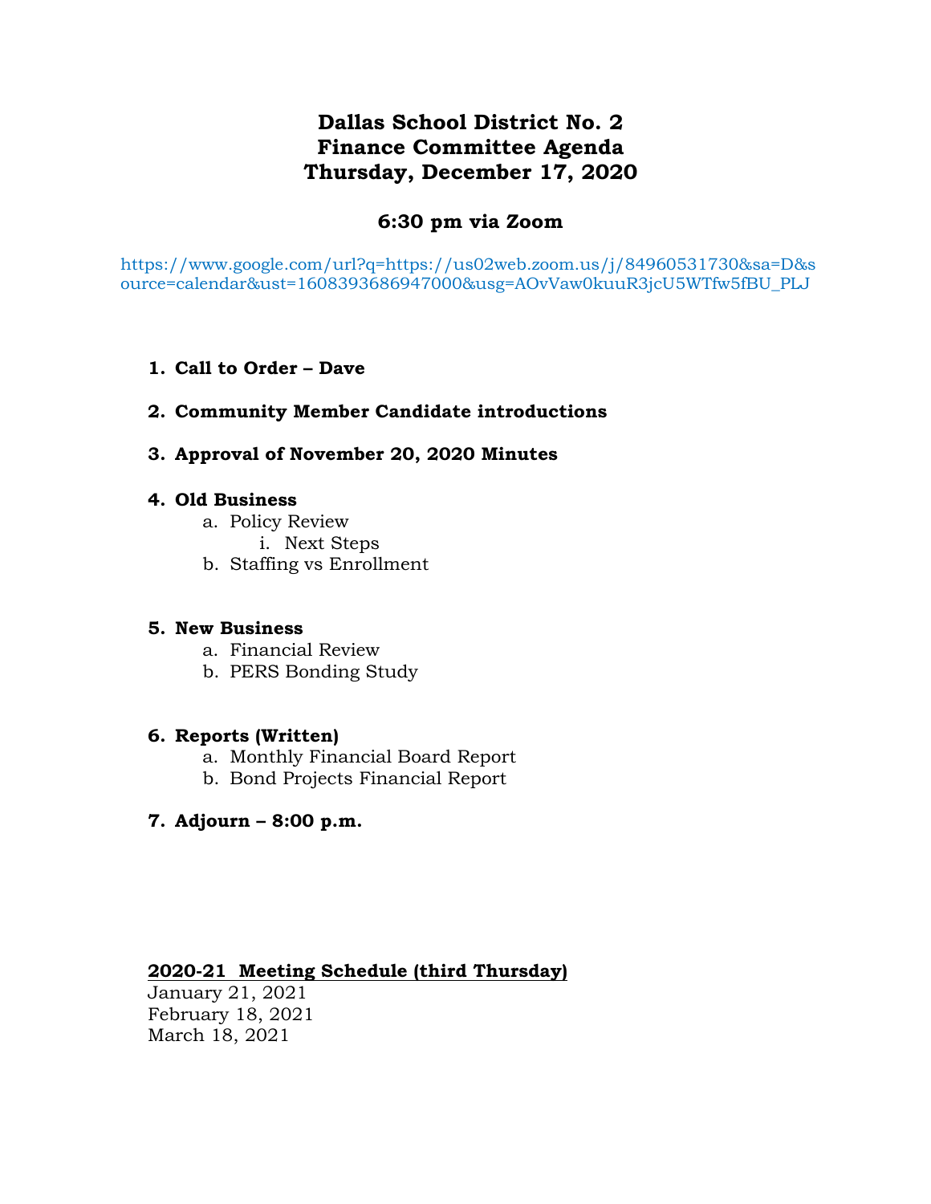# Dallas School District No. 2
# Finance Committee Agenda
# Thursday, December 17, 2020

## 6:30 pm via Zoom

https://www.google.com/url?q=https://us02web.zoom.us/j/84960531730&sa=D&source=calendar&ust=1608393686947000&usg=AOvVaw0kuuR3jcU5WTfw5fBU_PLJ

1. **Call to Order – Dave**

2. **Community Member Candidate introductions**

3. **Approval of November 20, 2020 Minutes**

4. **Old Business**
   a. Policy Review
      i. Next Steps
   b. Staffing vs Enrollment

5. **New Business**
   a. Financial Review
   b. PERS Bonding Study

6. **Reports (Written)**
   a. Monthly Financial Board Report
   b. Bond Projects Financial Report

7. **Adjourn – 8:00 p.m.**

**2020-21 Meeting Schedule (third Thursday)**

January 21, 2021
February 18, 2021
March 18, 2021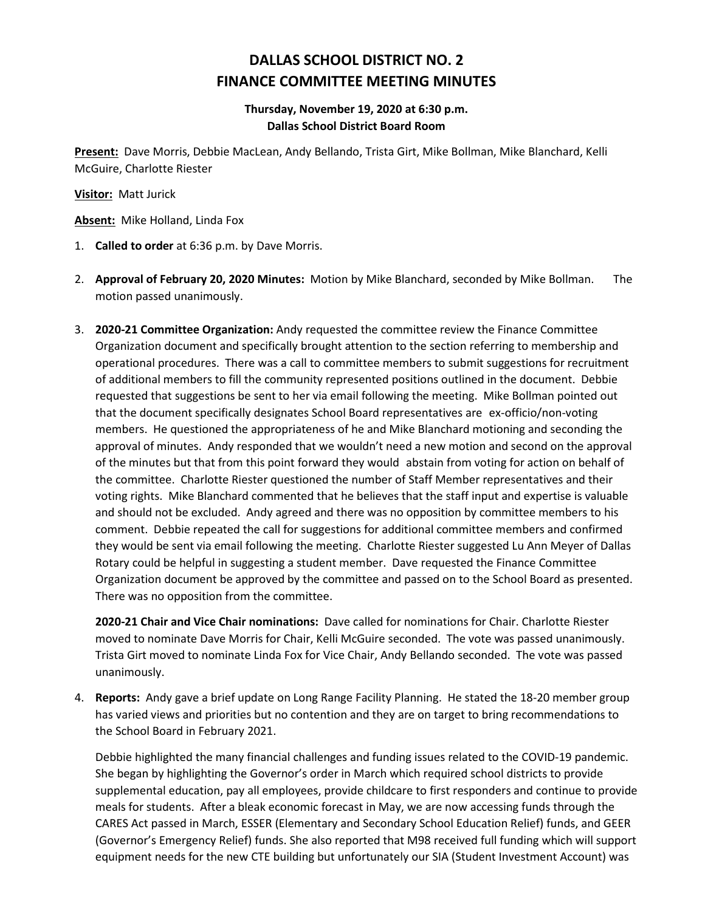# DALLAS SCHOOL DISTRICT NO. 2
# FINANCE COMMITTEE MEETING MINUTES

**Thursday, November 19, 2020 at 6:30 p.m.**
**Dallas School District Board Room**

**Present:** Dave Morris, Debbie MacLean, Andy Bellando, Trista Girt, Mike Bollman, Mike Blanchard, Kelli McGuire, Charlotte Riester

**Visitor:** Matt Jurick

**Absent:** Mike Holland, Linda Fox

1. **Called to order** at 6:36 p.m. by Dave Morris.

2. **Approval of February 20, 2020 Minutes:** Motion by Mike Blanchard, seconded by Mike Bollman. The motion passed unanimously.

3. **2020-21 Committee Organization:** Andy requested the committee review the Finance Committee Organization document and specifically brought attention to the section referring to membership and operational procedures. There was a call to committee members to submit suggestions for recruitment of additional members to fill the community represented positions outlined in the document. Debbie requested that suggestions be sent to her via email following the meeting. Mike Bollman pointed out that the document specifically designates School Board representatives are ex-officio/non-voting members. He questioned the appropriateness of he and Mike Blanchard motioning and seconding the approval of minutes. Andy responded that we wouldn't need a new motion and second on the approval of the minutes but that from this point forward they would abstain from voting for action on behalf of the committee. Charlotte Riester questioned the number of Staff Member representatives and their voting rights. Mike Blanchard commented that he believes that the staff input and expertise is valuable and should not be excluded. Andy agreed and there was no opposition by committee members to his comment. Debbie repeated the call for suggestions for additional committee members and confirmed they would be sent via email following the meeting. Charlotte Riester suggested Lu Ann Meyer of Dallas Rotary could be helpful in suggesting a student member. Dave requested the Finance Committee Organization document be approved by the committee and passed on to the School Board as presented. There was no opposition from the committee.

   **2020-21 Chair and Vice Chair nominations:** Dave called for nominations for Chair. Charlotte Riester moved to nominate Dave Morris for Chair, Kelli McGuire seconded. The vote was passed unanimously. Trista Girt moved to nominate Linda Fox for Vice Chair, Andy Bellando seconded. The vote was passed unanimously.

4. **Reports:** Andy gave a brief update on Long Range Facility Planning. He stated the 18-20 member group has varied views and priorities but no contention and they are on target to bring recommendations to the School Board in February 2021.

   Debbie highlighted the many financial challenges and funding issues related to the COVID-19 pandemic. She began by highlighting the Governor's order in March which required school districts to provide supplemental education, pay all employees, provide childcare to first responders and continue to provide meals for students. After a bleak economic forecast in May, we are now accessing funds through the CARES Act passed in March, ESSER (Elementary and Secondary School Education Relief) funds, and GEER (Governor's Emergency Relief) funds. She also reported that M98 received full funding which will support equipment needs for the new CTE building but unfortunately our SIA (Student Investment Account) was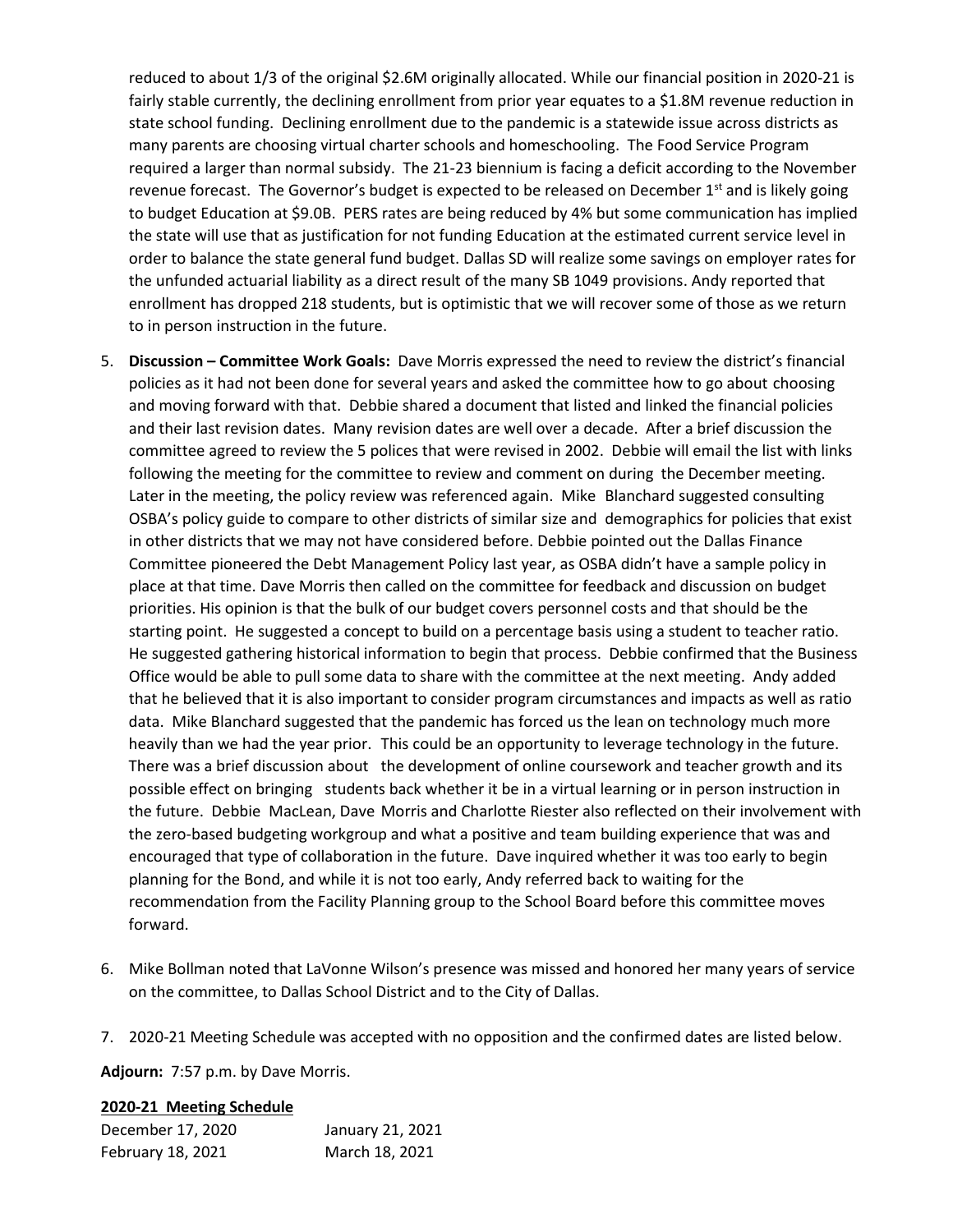reduced to about 1/3 of the original $2.6M originally allocated. While our financial position in 2020-21 is fairly stable currently, the declining enrollment from prior year equates to a $1.8M revenue reduction in state school funding. Declining enrollment due to the pandemic is a statewide issue across districts as many parents are choosing virtual charter schools and homeschooling. The Food Service Program required a larger than normal subsidy. The 21-23 biennium is facing a deficit according to the November revenue forecast. The Governor's budget is expected to be released on December 1st and is likely going to budget Education at $9.0B. PERS rates are being reduced by 4% but some communication has implied the state will use that as justification for not funding Education at the estimated current service level in order to balance the state general fund budget. Dallas SD will realize some savings on employer rates for the unfunded actuarial liability as a direct result of the many SB 1049 provisions. Andy reported that enrollment has dropped 218 students, but is optimistic that we will recover some of those as we return to in person instruction in the future.

5. **Discussion – Committee Work Goals:** Dave Morris expressed the need to review the district's financial policies as it had not been done for several years and asked the committee how to go about choosing and moving forward with that. Debbie shared a document that listed and linked the financial policies and their last revision dates. Many revision dates are well over a decade. After a brief discussion the committee agreed to review the 5 polices that were revised in 2002. Debbie will email the list with links following the meeting for the committee to review and comment on during the December meeting. Later in the meeting, the policy review was referenced again. Mike Blanchard suggested consulting OSBA's policy guide to compare to other districts of similar size and demographics for policies that exist in other districts that we may not have considered before. Debbie pointed out the Dallas Finance Committee pioneered the Debt Management Policy last year, as OSBA didn't have a sample policy in place at that time. Dave Morris then called on the committee for feedback and discussion on budget priorities. His opinion is that the bulk of our budget covers personnel costs and that should be the starting point. He suggested a concept to build on a percentage basis using a student to teacher ratio. He suggested gathering historical information to begin that process. Debbie confirmed that the Business Office would be able to pull some data to share with the committee at the next meeting. Andy added that he believed that it is also important to consider program circumstances and impacts as well as ratio data. Mike Blanchard suggested that the pandemic has forced us the lean on technology much more heavily than we had the year prior. This could be an opportunity to leverage technology in the future. There was a brief discussion about the development of online coursework and teacher growth and its possible effect on bringing students back whether it be in a virtual learning or in person instruction in the future. Debbie MacLean, Dave Morris and Charlotte Riester also reflected on their involvement with the zero-based budgeting workgroup and what a positive and team building experience that was and encouraged that type of collaboration in the future. Dave inquired whether it was too early to begin planning for the Bond, and while it is not too early, Andy referred back to waiting for the recommendation from the Facility Planning group to the School Board before this committee moves forward.

6. Mike Bollman noted that LaVonne Wilson's presence was missed and honored her many years of service on the committee, to Dallas School District and to the City of Dallas.

7. 2020-21 Meeting Schedule was accepted with no opposition and the confirmed dates are listed below.

**Adjourn:** 7:57 p.m. by Dave Morris.

**2020-21 Meeting Schedule**

| | |
|---|---|
| December 17, 2020 | January 21, 2021 |
| February 18, 2021 | March 18, 2021 |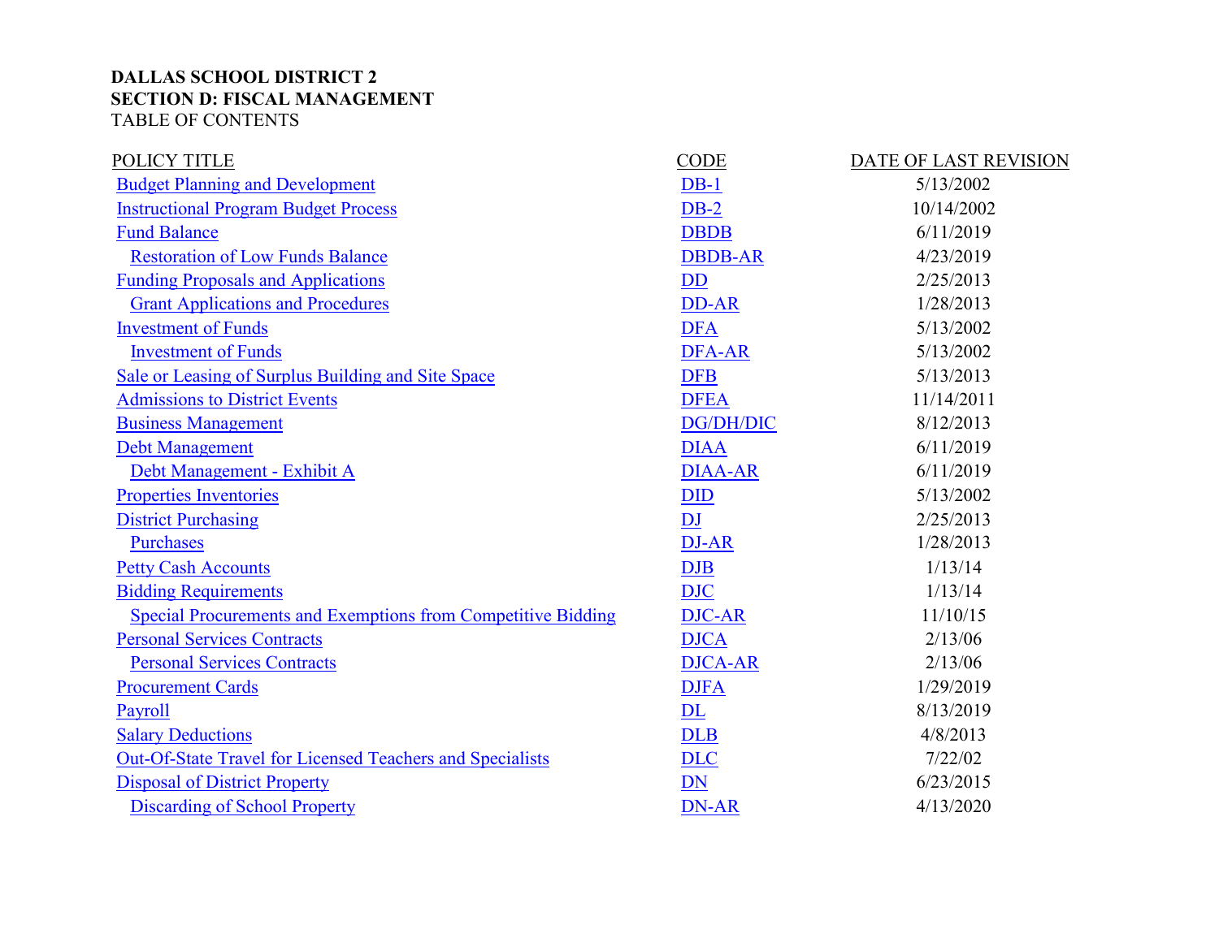**DALLAS SCHOOL DISTRICT 2**
**SECTION D: FISCAL MANAGEMENT**
TABLE OF CONTENTS

| POLICY TITLE | CODE | DATE OF LAST REVISION |
|---|---|---|
| Budget Planning and Development | DB-1 | 5/13/2002 |
| Instructional Program Budget Process | DB-2 | 10/14/2002 |
| Fund Balance | DBDB | 6/11/2019 |
| Restoration of Low Funds Balance | DBDB-AR | 4/23/2019 |
| Funding Proposals and Applications | DD | 2/25/2013 |
| Grant Applications and Procedures | DD-AR | 1/28/2013 |
| Investment of Funds | DFA | 5/13/2002 |
| Investment of Funds | DFA-AR | 5/13/2002 |
| Sale or Leasing of Surplus Building and Site Space | DFB | 5/13/2013 |
| Admissions to District Events | DFEA | 11/14/2011 |
| Business Management | DG/DH/DIC | 8/12/2013 |
| Debt Management | DIAA | 6/11/2019 |
| Debt Management - Exhibit A | DIAA-AR | 6/11/2019 |
| Properties Inventories | DID | 5/13/2002 |
| District Purchasing | DJ | 2/25/2013 |
| Purchases | DJ-AR | 1/28/2013 |
| Petty Cash Accounts | DJB | 1/13/14 |
| Bidding Requirements | DJC | 1/13/14 |
| Special Procurements and Exemptions from Competitive Bidding | DJC-AR | 11/10/15 |
| Personal Services Contracts | DJCA | 2/13/06 |
| Personal Services Contracts | DJCA-AR | 2/13/06 |
| Procurement Cards | DJFA | 1/29/2019 |
| Payroll | DL | 8/13/2019 |
| Salary Deductions | DLB | 4/8/2013 |
| Out-Of-State Travel for Licensed Teachers and Specialists | DLC | 7/22/02 |
| Disposal of District Property | DN | 6/23/2015 |
| Discarding of School Property | DN-AR | 4/13/2020 |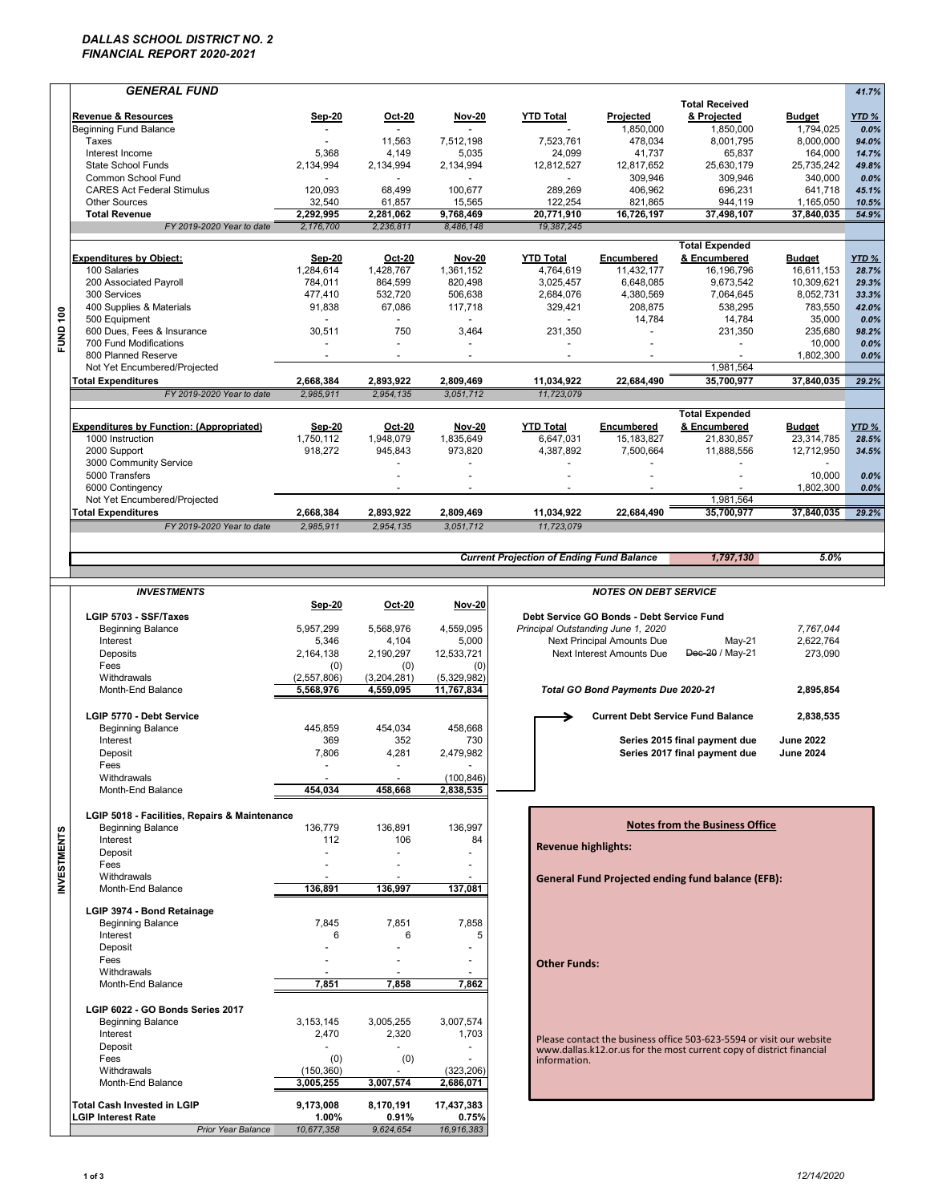# DALLAS SCHOOL DISTRICT NO. 2
## FINANCIAL REPORT 2020-2021

## FUND 100

### GENERAL FUND

41.7%

| Revenue & Resources | Sep-20 | Oct-20 | Nov-20 | YTD Total | Projected | Total Received & Projected | Budget | YTD % |
|---|---|---|---|---|---|---|---|---|
| Beginning Fund Balance | - | - | - | - | 1,850,000 | 1,850,000 | 1,794,025 | 0.0% |
| Taxes | - | 11,563 | 7,512,198 | 7,523,761 | 478,034 | 8,001,795 | 8,000,000 | 94.0% |
| Interest Income | 5,368 | 4,149 | 5,035 | 24,099 | 41,737 | 65,837 | 164,000 | 14.7% |
| State School Funds | 2,134,994 | 2,134,994 | 2,134,994 | 12,812,527 | 12,817,652 | 25,630,179 | 25,735,242 | 49.8% |
| Common School Fund | - | - | - | - | 309,946 | 309,946 | 340,000 | 0.0% |
| CARES Act Federal Stimulus | 120,093 | 68,499 | 100,677 | 289,269 | 406,962 | 696,231 | 641,718 | 45.1% |
| Other Sources | 32,540 | 61,857 | 15,565 | 122,254 | 821,865 | 944,119 | 1,165,050 | 10.5% |
| **Total Revenue** | **2,292,995** | **2,281,062** | **9,768,469** | **20,771,910** | **16,726,197** | **37,498,107** | **37,840,035** | **54.9%** |
| *FY 2019-2020 Year to date* | *2,176,700* | *2,236,811* | *8,486,148* | *19,387,245* | | | | |

| Expenditures by Object: | Sep-20 | Oct-20 | Nov-20 | YTD Total | Encumbered | Total Expended & Encumbered | Budget | YTD % |
|---|---|---|---|---|---|---|---|---|
| 100 Salaries | 1,284,614 | 1,428,767 | 1,361,152 | 4,764,619 | 11,432,177 | 16,196,796 | 16,611,153 | 28.7% |
| 200 Associated Payroll | 784,011 | 864,599 | 820,498 | 3,025,457 | 6,648,085 | 9,673,542 | 10,309,621 | 29.3% |
| 300 Services | 477,410 | 532,720 | 506,638 | 2,684,076 | 4,380,569 | 7,064,645 | 8,052,731 | 33.3% |
| 400 Supplies & Materials | 91,838 | 67,086 | 117,718 | 329,421 | 208,875 | 538,295 | 783,550 | 42.0% |
| 500 Equipment | - | - | - | - | 14,784 | 14,784 | 35,000 | 0.0% |
| 600 Dues, Fees & Insurance | 30,511 | 750 | 3,464 | 231,350 | - | 231,350 | 235,680 | 98.2% |
| 700 Fund Modifications | - | - | - | - | - | - | 10,000 | 0.0% |
| 800 Planned Reserve | - | - | - | - | - | - | 1,802,300 | 0.0% |
| Not Yet Encumbered/Projected | | | | | | 1,981,564 | | |
| **Total Expenditures** | **2,668,384** | **2,893,922** | **2,809,469** | **11,034,922** | **22,684,490** | **35,700,977** | **37,840,035** | **29.2%** |
| *FY 2019-2020 Year to date* | *2,985,911* | *2,954,135* | *3,051,712* | *11,723,079* | | | | |

| Expenditures by Function: (Appropriated) | Sep-20 | Oct-20 | Nov-20 | YTD Total | Encumbered | Total Expended & Encumbered | Budget | YTD % |
|---|---|---|---|---|---|---|---|---|
| 1000 Instruction | 1,750,112 | 1,948,079 | 1,835,649 | 6,647,031 | 15,183,827 | 21,830,857 | 23,314,785 | 28.5% |
| 2000 Support | 918,272 | 945,843 | 973,820 | 4,387,892 | 7,500,664 | 11,888,556 | 12,712,950 | 34.5% |
| 3000 Community Service | | - | - | - | - | - | - | |
| 5000 Transfers | | - | - | - | - | - | 10,000 | 0.0% |
| 6000 Contingency | | - | - | - | - | - | 1,802,300 | 0.0% |
| Not Yet Encumbered/Projected | | | | | | 1,981,564 | | |
| **Total Expenditures** | **2,668,384** | **2,893,922** | **2,809,469** | **11,034,922** | **22,684,490** | **35,700,977** | **37,840,035** | **29.2%** |
| *FY 2019-2020 Year to date* | *2,985,911* | *2,954,135* | *3,051,712* | *11,723,079* | | | | |

*Current Projection of Ending Fund Balance* **1,797,130** *5.0%*

## INVESTMENTS

| INVESTMENTS | Sep-20 | Oct-20 | Nov-20 |
|---|---|---|---|
| **LGIP 5703 - SSF/Taxes** | | | |
| Beginning Balance | 5,957,299 | 5,568,976 | 4,559,095 |
| Interest | 5,346 | 4,104 | 5,000 |
| Deposits | 2,164,138 | 2,190,297 | 12,533,721 |
| Fees | (0) | (0) | (0) |
| Withdrawals | (2,557,806) | (3,204,281) | (5,329,982) |
| Month-End Balance | **5,568,976** | **4,559,095** | **11,767,834** |
| **LGIP 5770 - Debt Service** | | | |
| Beginning Balance | 445,859 | 454,034 | 458,668 |
| Interest | 369 | 352 | 730 |
| Deposit | 7,806 | 4,281 | 2,479,982 |
| Fees | - | - | - |
| Withdrawals | - | - | (100,846) |
| Month-End Balance | **454,034** | **458,668** | **2,838,535** |
| **LGIP 5018 - Facilities, Repairs & Maintenance** | | | |
| Beginning Balance | 136,779 | 136,891 | 136,997 |
| Interest | 112 | 106 | 84 |
| Deposit | - | - | - |
| Fees | - | - | - |
| Withdrawals | - | - | - |
| Month-End Balance | **136,891** | **136,997** | **137,081** |
| **LGIP 3974 - Bond Retainage** | | | |
| Beginning Balance | 7,845 | 7,851 | 7,858 |
| Interest | 6 | 6 | 5 |
| Deposit | - | - | - |
| Fees | - | - | - |
| Withdrawals | - | - | - |
| Month-End Balance | **7,851** | **7,858** | **7,862** |
| **LGIP 6022 - GO Bonds Series 2017** | | | |
| Beginning Balance | 3,153,145 | 3,005,255 | 3,007,574 |
| Interest | 2,470 | 2,320 | 1,703 |
| Deposit | - | - | - |
| Fees | (0) | (0) | - |
| Withdrawals | (150,360) | - | (323,206) |
| Month-End Balance | **3,005,255** | **3,007,574** | **2,686,071** |
| **Total Cash Invested in LGIP** | **9,173,008** | **8,170,191** | **17,437,383** |
| **LGIP Interest Rate** | **1.00%** | **0.91%** | **0.75%** |
| *Prior Year Balance* | *10,677,358* | *9,624,654* | *16,916,383* |

### NOTES ON DEBT SERVICE

**Debt Service GO Bonds - Debt Service Fund**

| | | |
|---|---|---|
| *Principal Outstanding June 1, 2020* | | *7,767,044* |
| Next Principal Amounts Due | May-21 | 2,622,764 |
| Next Interest Amounts Due | ~~Dec-20~~ / May-21 | 273,090 |
| ***Total GO Bond Payments Due 2020-21*** | | **2,895,854** |
| **Current Debt Service Fund Balance** | | **2,838,535** |
| **Series 2015 final payment due** | | **June 2022** |
| **Series 2017 final payment due** | | **June 2024** |

### Notes from the Business Office

**Revenue highlights:**

**General Fund Projected ending fund balance (EFB):**

**Other Funds:**

Please contact the business office 503-623-5594 or visit our website www.dallas.k12.or.us for the most current copy of district financial information.

12/14/2020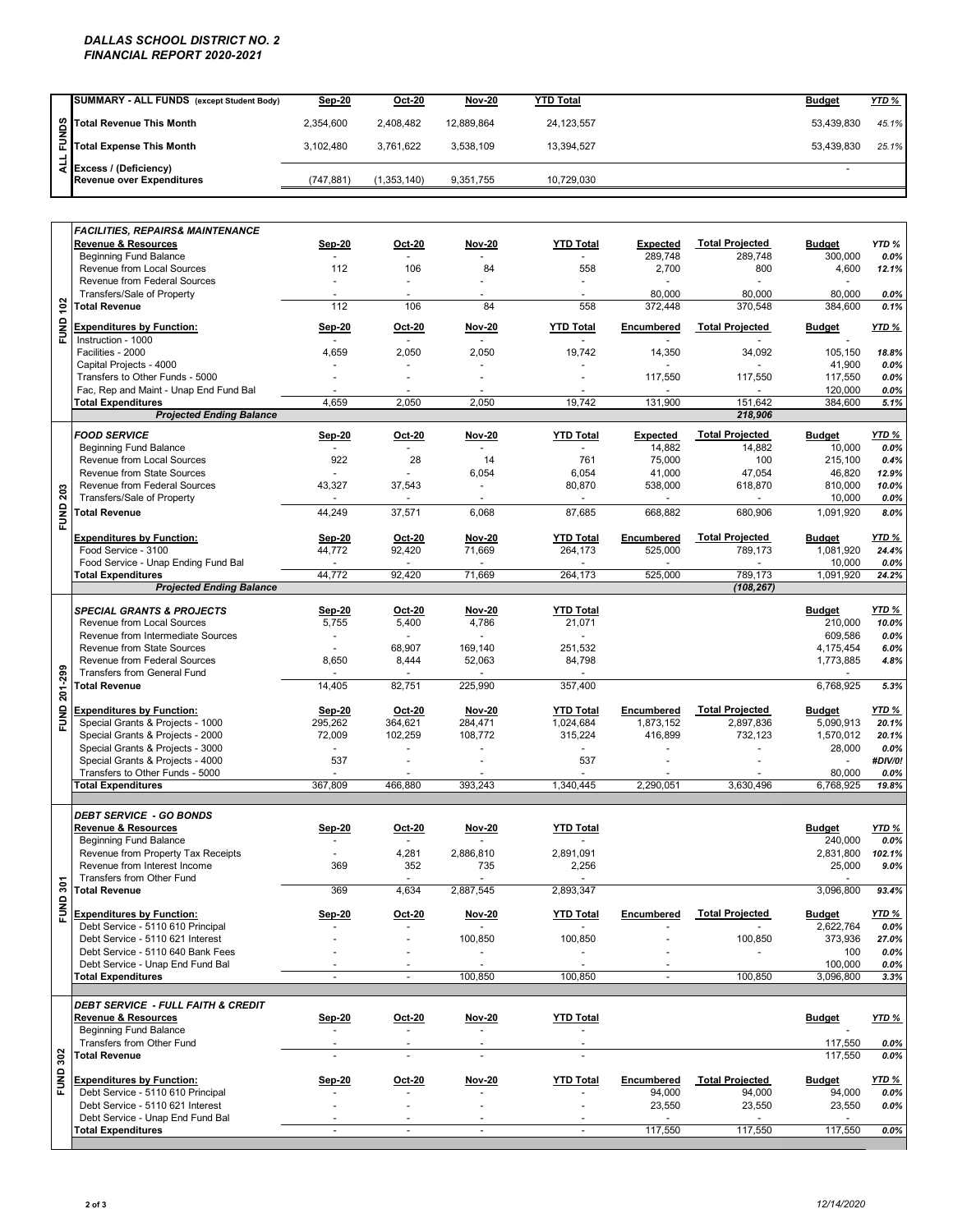# DALLAS SCHOOL DISTRICT NO. 2
## FINANCIAL REPORT 2020-2021

| ALL FUNDS | SUMMARY - ALL FUNDS (except Student Body) | Sep-20 | Oct-20 | Nov-20 | YTD Total | | | Budget | YTD % |
|---|---|---|---|---|---|---|---|---|---|
| | Total Revenue This Month | 2,354,600 | 2,408,482 | 12,889,864 | 24,123,557 | | | 53,439,830 | 45.1% |
| | Total Expense This Month | 3,102,480 | 3,761,622 | 3,538,109 | 13,394,527 | | | 53,439,830 | 25.1% |
| | Excess / (Deficiency) Revenue over Expenditures | (747,881) | (1,353,140) | 9,351,755 | 10,729,030 | | | - | |

| FUND 102 | FACILITIES, REPAIRS& MAINTENANCE | | | | | | | | |
|---|---|---|---|---|---|---|---|---|---|
| | Revenue & Resources | Sep-20 | Oct-20 | Nov-20 | YTD Total | Expected | Total Projected | Budget | YTD % |
| | Beginning Fund Balance | - | - | - | - | 289,748 | 289,748 | 300,000 | 0.0% |
| | Revenue from Local Sources | 112 | 106 | 84 | 558 | 2,700 | 800 | 4,600 | 12.1% |
| | Revenue from Federal Sources | - | - | - | - | - | - | - | |
| | Transfers/Sale of Property | - | - | - | - | 80,000 | 80,000 | 80,000 | 0.0% |
| | Total Revenue | 112 | 106 | 84 | 558 | 372,448 | 370,548 | 384,600 | 0.1% |
| | Expenditures by Function: | Sep-20 | Oct-20 | Nov-20 | YTD Total | Encumbered | Total Projected | Budget | YTD % |
| | Instruction - 1000 | - | - | - | - | - | - | - | |
| | Facilities - 2000 | 4,659 | 2,050 | 2,050 | 19,742 | 14,350 | 34,092 | 105,150 | 18.8% |
| | Capital Projects - 4000 | - | - | - | - | - | - | 41,900 | 0.0% |
| | Transfers to Other Funds - 5000 | - | - | - | - | 117,550 | 117,550 | 117,550 | 0.0% |
| | Fac, Rep and Maint - Unap End Fund Bal | - | - | - | - | - | - | 120,000 | 0.0% |
| | Total Expenditures | 4,659 | 2,050 | 2,050 | 19,742 | 131,900 | 151,642 | 384,600 | 5.1% |
| | *Projected Ending Balance* | | | | | | *218,906* | | |

| FUND 203 | FOOD SERVICE | Sep-20 | Oct-20 | Nov-20 | YTD Total | Expected | Total Projected | Budget | YTD % |
|---|---|---|---|---|---|---|---|---|---|
| | Beginning Fund Balance | - | - | - | - | 14,882 | 14,882 | 10,000 | 0.0% |
| | Revenue from Local Sources | 922 | 28 | 14 | 761 | 75,000 | 100 | 215,100 | 0.4% |
| | Revenue from State Sources | - | - | 6,054 | 6,054 | 41,000 | 47,054 | 46,820 | 12.9% |
| | Revenue from Federal Sources | 43,327 | 37,543 | - | 80,870 | 538,000 | 618,870 | 810,000 | 10.0% |
| | Transfers/Sale of Property | - | - | - | - | - | - | 10,000 | 0.0% |
| | Total Revenue | 44,249 | 37,571 | 6,068 | 87,685 | 668,882 | 680,906 | 1,091,920 | 8.0% |
| | Expenditures by Function: | Sep-20 | Oct-20 | Nov-20 | YTD Total | Encumbered | Total Projected | Budget | YTD % |
| | Food Service - 3100 | 44,772 | 92,420 | 71,669 | 264,173 | 525,000 | 789,173 | 1,081,920 | 24.4% |
| | Food Service - Unap Ending Fund Bal | - | - | - | - | - | - | 10,000 | 0.0% |
| | Total Expenditures | 44,772 | 92,420 | 71,669 | 264,173 | 525,000 | 789,173 | 1,091,920 | 24.2% |
| | *Projected Ending Balance* | | | | | | *(108,267)* | | |

| FUND 201-299 | SPECIAL GRANTS & PROJECTS | Sep-20 | Oct-20 | Nov-20 | YTD Total | | | Budget | YTD % |
|---|---|---|---|---|---|---|---|---|---|
| | Revenue from Local Sources | 5,755 | 5,400 | 4,786 | 21,071 | | | 210,000 | 10.0% |
| | Revenue from Intermediate Sources | - | - | - | - | | | 609,586 | 0.0% |
| | Revenue from State Sources | - | 68,907 | 169,140 | 251,532 | | | 4,175,454 | 6.0% |
| | Revenue from Federal Sources | 8,650 | 8,444 | 52,063 | 84,798 | | | 1,773,885 | 4.8% |
| | Transfers from General Fund | - | - | - | - | | | - | |
| | Total Revenue | 14,405 | 82,751 | 225,990 | 357,400 | | | 6,768,925 | 5.3% |
| | Expenditures by Function: | Sep-20 | Oct-20 | Nov-20 | YTD Total | Encumbered | Total Projected | Budget | YTD % |
| | Special Grants & Projects - 1000 | 295,262 | 364,621 | 284,471 | 1,024,684 | 1,873,152 | 2,897,836 | 5,090,913 | 20.1% |
| | Special Grants & Projects - 2000 | 72,009 | 102,259 | 108,772 | 315,224 | 416,899 | 732,123 | 1,570,012 | 20.1% |
| | Special Grants & Projects - 3000 | - | - | - | - | - | - | 28,000 | 0.0% |
| | Special Grants & Projects - 4000 | 537 | - | - | 537 | - | - | - | #DIV/0! |
| | Transfers to Other Funds - 5000 | - | - | - | - | - | - | 80,000 | 0.0% |
| | Total Expenditures | 367,809 | 466,880 | 393,243 | 1,340,445 | 2,290,051 | 3,630,496 | 6,768,925 | 19.8% |

| FUND 301 | DEBT SERVICE - GO BONDS | | | | | | | | |
|---|---|---|---|---|---|---|---|---|---|
| | Revenue & Resources | Sep-20 | Oct-20 | Nov-20 | YTD Total | | | Budget | YTD % |
| | Beginning Fund Balance | - | - | - | - | | | 240,000 | 0.0% |
| | Revenue from Property Tax Receipts | - | 4,281 | 2,886,810 | 2,891,091 | | | 2,831,800 | 102.1% |
| | Revenue from Interest Income | 369 | 352 | 735 | 2,256 | | | 25,000 | 9.0% |
| | Transfers from Other Fund | | - | - | - | | | - | |
| | Total Revenue | 369 | 4,634 | 2,887,545 | 2,893,347 | | | 3,096,800 | 93.4% |
| | Expenditures by Function: | Sep-20 | Oct-20 | Nov-20 | YTD Total | Encumbered | Total Projected | Budget | YTD % |
| | Debt Service - 5110 610 Principal | - | - | - | - | - | - | 2,622,764 | 0.0% |
| | Debt Service - 5110 621 Interest | - | - | 100,850 | 100,850 | - | 100,850 | 373,936 | 27.0% |
| | Debt Service - 5110 640 Bank Fees | - | - | - | - | - | - | 100 | 0.0% |
| | Debt Service - Unap End Fund Bal | - | - | - | - | - | | 100,000 | 0.0% |
| | Total Expenditures | - | - | 100,850 | 100,850 | - | 100,850 | 3,096,800 | 3.3% |

| FUND 302 | DEBT SERVICE - FULL FAITH & CREDIT | | | | | | | | |
|---|---|---|---|---|---|---|---|---|---|
| | Revenue & Resources | Sep-20 | Oct-20 | Nov-20 | YTD Total | | | Budget | YTD % |
| | Beginning Fund Balance | - | - | - | - | | | - | |
| | Transfers from Other Fund | - | - | - | - | | | 117,550 | 0.0% |
| | Total Revenue | - | - | - | - | | | 117,550 | 0.0% |
| | Expenditures by Function: | Sep-20 | Oct-20 | Nov-20 | YTD Total | Encumbered | Total Projected | Budget | YTD % |
| | Debt Service - 5110 610 Principal | - | - | - | - | 94,000 | 94,000 | 94,000 | 0.0% |
| | Debt Service - 5110 621 Interest | - | - | - | - | 23,550 | 23,550 | 23,550 | 0.0% |
| | Debt Service - Unap End Fund Bal | - | - | - | - | - | - | - | |
| | Total Expenditures | - | - | - | - | 117,550 | 117,550 | 117,550 | 0.0% |

12/14/2020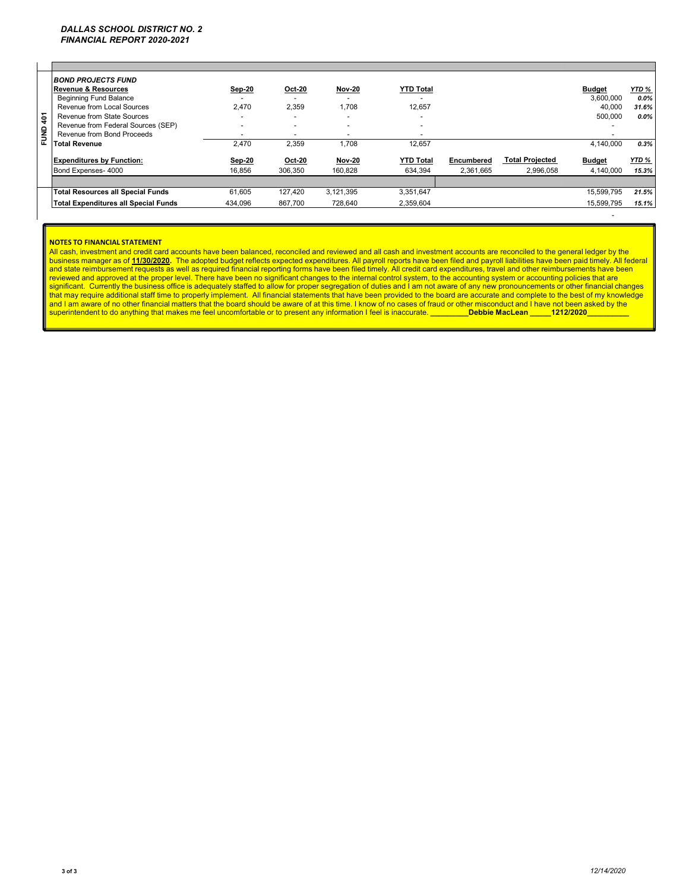*DALLAS SCHOOL DISTRICT NO. 2*
*FINANCIAL REPORT 2020-2021*

FUND 401

| *BOND PROJECTS FUND* | | | | | | | | |
|---|---|---|---|---|---|---|---|---|
| **Revenue & Resources** | **Sep-20** | **Oct-20** | **Nov-20** | **YTD Total** | | | **Budget** | ***YTD %*** |
| Beginning Fund Balance | - | - | - | - | | | 3,600,000 | *0.0%* |
| Revenue from Local Sources | 2,470 | 2,359 | 1,708 | 12,657 | | | 40,000 | *31.6%* |
| Revenue from State Sources | - | - | - | - | | | 500,000 | *0.0%* |
| Revenue from Federal Sources (SEP) | - | - | - | - | | | - | |
| Revenue from Bond Proceeds | - | - | - | - | | | - | |
| **Total Revenue** | 2,470 | 2,359 | 1,708 | 12,657 | | | 4,140,000 | *0.3%* |
| **Expenditures by Function:** | **Sep-20** | **Oct-20** | **Nov-20** | **YTD Total** | **Encumbered** | **Total Projected** | **Budget** | ***YTD %*** |
| Bond Expenses- 4000 | 16,856 | 306,350 | 160,828 | 634,394 | 2,361,665 | 2,996,058 | 4,140,000 | 15.3% |
| **Total Resources all Special Funds** | 61,605 | 127,420 | 3,121,395 | 3,351,647 | | | 15,599,795 | *21.5%* |
| **Total Expenditures all Special Funds** | 434,096 | 867,700 | 728,640 | 2,359,604 | | | 15,599,795 | *15.1%* |

**NOTES TO FINANCIAL STATEMENT**

All cash, investment and credit card accounts have been balanced, reconciled and reviewed and all cash and investment accounts are reconciled to the general ledger by the business manager as of **11/30/2020.** The adopted budget reflects expected expenditures. All payroll reports have been filed and payroll liabilities have been paid timely. All federal and state reimbursement requests as well as required financial reporting forms have been filed timely. All credit card expenditures, travel and other reimbursements have been reviewed and approved at the proper level. There have been no significant changes to the internal control system, to the accounting system or accounting policies that are significant. Currently the business office is adequately staffed to allow for proper segregation of duties and I am not aware of any new pronouncements or other financial changes that may require additional staff time to properly implement. All financial statements that have been provided to the board are accurate and complete to the best of my knowledge and I am aware of no other financial matters that the board should be aware of at this time. I know of no cases of fraud or other misconduct and I have not been asked by the superintendent to do anything that makes me feel uncomfortable or to present any information I feel is inaccurate. _________**Debbie MacLean** _____**1212/2020**__________

12/14/2020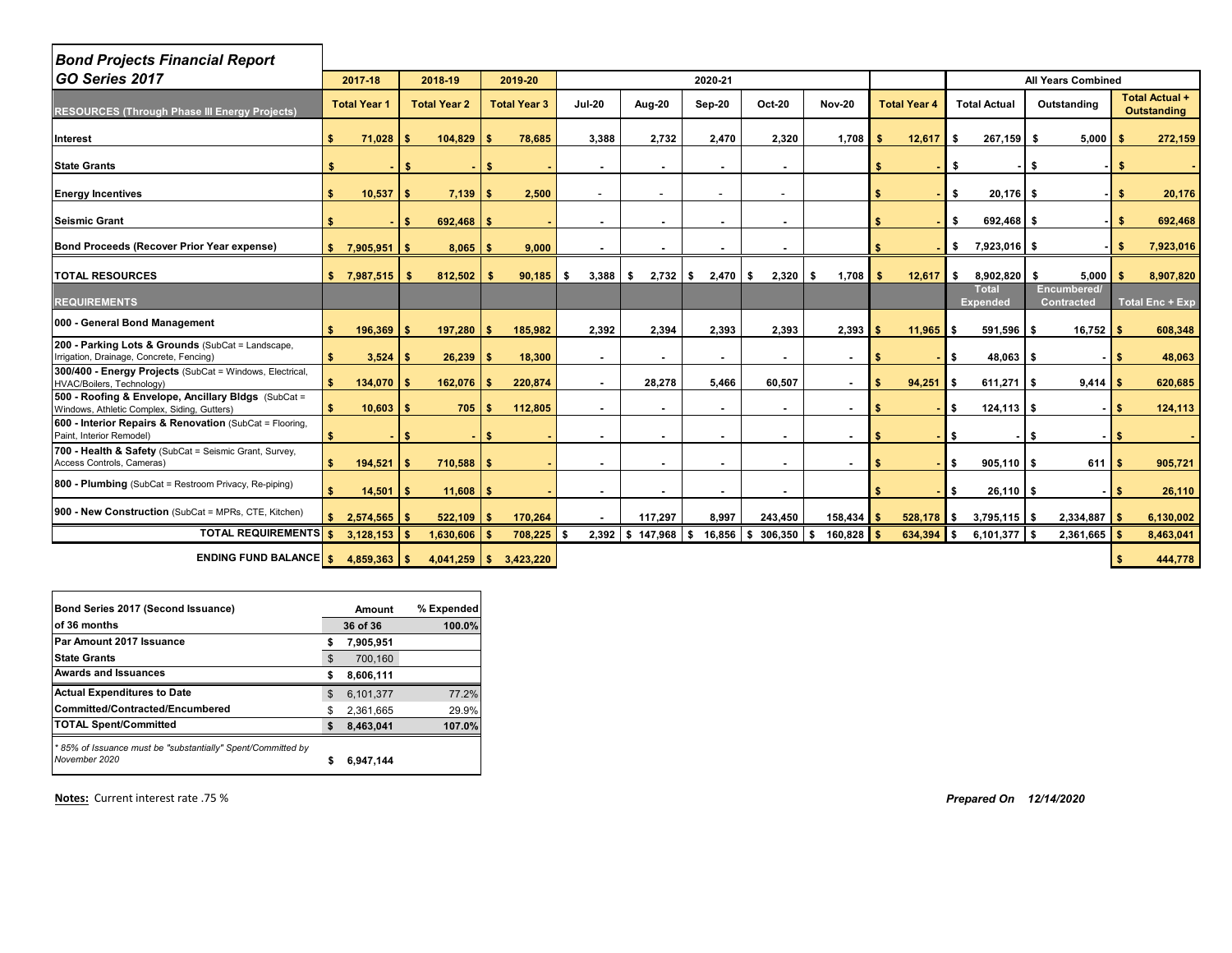## Bond Projects Financial Report
## GO Series 2017

| RESOURCES (Through Phase III Energy Projects) | 2017-18 Total Year 1 | 2018-19 Total Year 2 | 2019-20 Total Year 3 | 2020-21 Jul-20 | Aug-20 | Sep-20 | Oct-20 | Nov-20 | Total Year 4 | All Years Combined Total Actual | Outstanding | Total Actual + Outstanding |
|---|---|---|---|---|---|---|---|---|---|---|---|---|
| Interest | $ 71,028 | $ 104,829 | $ 78,685 | 3,388 | 2,732 | 2,470 | 2,320 | 1,708 | $ 12,617 | $ 267,159 | $ 5,000 | $ 272,159 |
| State Grants | $ - | $ - | $ - | - | - | - | - | | $ - | $ - | $ - | $ - |
| Energy Incentives | $ 10,537 | $ 7,139 | $ 2,500 | - | - | - | - | | $ - | $ 20,176 | $ - | $ 20,176 |
| Seismic Grant | $ - | $ 692,468 | $ - | - | - | - | - | | $ - | $ 692,468 | $ - | $ 692,468 |
| Bond Proceeds (Recover Prior Year expense) | $ 7,905,951 | $ 8,065 | $ 9,000 | - | - | - | - | | $ - | $ 7,923,016 | $ - | $ 7,923,016 |
| TOTAL RESOURCES | $ 7,987,515 | $ 812,502 | $ 90,185 | $ 3,388 | $ 2,732 | $ 2,470 | $ 2,320 | $ 1,708 | $ 12,617 | $ 8,902,820 | $ 5,000 | $ 8,907,820 |
| **REQUIREMENTS** | | | | | | | | | | Total Expended | Encumbered/ Contracted | Total Enc + Exp |
| 000 - General Bond Management | $ 196,369 | $ 197,280 | $ 185,982 | 2,392 | 2,394 | 2,393 | 2,393 | 2,393 | $ 11,965 | $ 591,596 | $ 16,752 | $ 608,348 |
| 200 - Parking Lots & Grounds (SubCat = Landscape, Irrigation, Drainage, Concrete, Fencing) | $ 3,524 | $ 26,239 | $ 18,300 | - | - | - | - | - | $ - | $ 48,063 | $ - | $ 48,063 |
| 300/400 - Energy Projects (SubCat = Windows, Electrical, HVAC/Boilers, Technology) | $ 134,070 | $ 162,076 | $ 220,874 | - | 28,278 | 5,466 | 60,507 | - | $ 94,251 | $ 611,271 | $ 9,414 | $ 620,685 |
| 500 - Roofing & Envelope, Ancillary Bldgs (SubCat = Windows, Athletic Complex, Siding, Gutters) | $ 10,603 | $ 705 | $ 112,805 | - | - | - | - | - | $ - | $ 124,113 | $ - | $ 124,113 |
| 600 - Interior Repairs & Renovation (SubCat = Flooring, Paint, Interior Remodel) | $ - | $ - | $ - | - | - | - | - | - | $ - | $ - | $ - | $ - |
| 700 - Health & Safety (SubCat = Seismic Grant, Survey, Access Controls, Cameras) | $ 194,521 | $ 710,588 | $ - | - | - | - | - | - | $ - | $ 905,110 | $ 611 | $ 905,721 |
| 800 - Plumbing (SubCat = Restroom Privacy, Re-piping) | $ 14,501 | $ 11,608 | $ - | - | - | - | - | | $ - | $ 26,110 | $ - | $ 26,110 |
| 900 - New Construction (SubCat = MPRs, CTE, Kitchen) | $ 2,574,565 | $ 522,109 | $ 170,264 | - | 117,297 | 8,997 | 243,450 | 158,434 | $ 528,178 | $ 3,795,115 | $ 2,334,887 | $ 6,130,002 |
| TOTAL REQUIREMENTS | $ 3,128,153 | $ 1,630,606 | $ 708,225 | $ 2,392 | $ 147,968 | $ 16,856 | $ 306,350 | $ 160,828 | $ 634,394 | $ 6,101,377 | $ 2,361,665 | $ 8,463,041 |
| ENDING FUND BALANCE | $ 4,859,363 | $ 4,041,259 | $ 3,423,220 | | | | | | | | | $ 444,778 |

| Bond Series 2017 (Second Issuance) | Amount | % Expended |
|---|---|---|
| of 36 months | 36 of 36 | 100.0% |
| Par Amount 2017 Issuance | $ 7,905,951 | |
| State Grants | $ 700,160 | |
| Awards and Issuances | $ 8,606,111 | |
| Actual Expenditures to Date | $ 6,101,377 | 77.2% |
| Committed/Contracted/Encumbered | $ 2,361,665 | 29.9% |
| TOTAL Spent/Committed | $ 8,463,041 | 107.0% |
| * 85% of Issuance must be "substantially" Spent/Committed by November 2020 | $ 6,947,144 | |

**Notes:** Current interest rate .75 %

***Prepared On 12/14/2020***